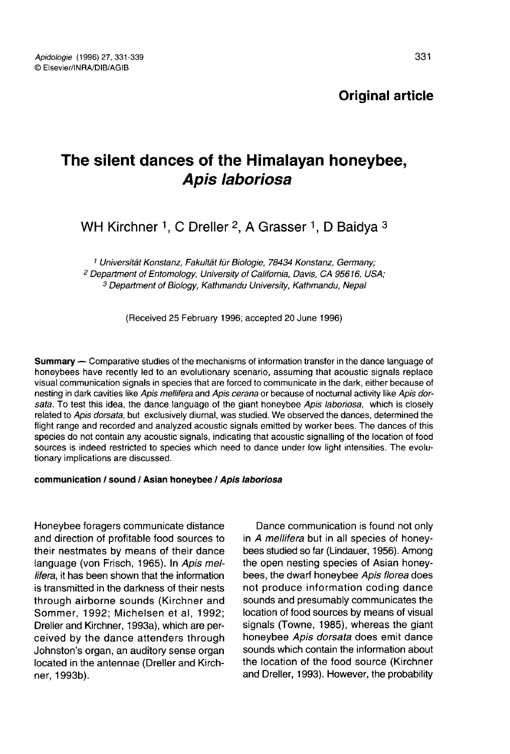**Original article**

# The silent dances of the Himalayan honeybee, *Apis laboriosa*

WH Kirchner [1], C Dreller [2], A Grasser [1], D Baidya [3]

[1] *Universität Konstanz, Fakultät für Biologie, 78434 Konstanz, Germany;*
[2] *Department of Entomology, University of California, Davis, CA 95616, USA;*
[3] *Department of Biology, Kathmandu University, Kathmandu, Nepal*

(Received 25 February 1996; accepted 20 June 1996)

**Summary** — Comparative studies of the mechanisms of information transfer in the dance language of honeybees have recently led to an evolutionary scenario, assuming that acoustic signals replace visual communication signals in species that are forced to communicate in the dark, either because of nesting in dark cavities like *Apis mellifera* and *Apis cerana* or because of nocturnal activity like *Apis dorsata*. To test this idea, the dance language of the giant honeybee *Apis laboriosa*, which is closely related to *Apis dorsata*, but exclusively diurnal, was studied. We observed the dances, determined the flight range and recorded and analyzed acoustic signals emitted by worker bees. The dances of this species do not contain any acoustic signals, indicating that acoustic signalling of the location of food sources is indeed restricted to species which need to dance under low light intensities. The evolutionary implications are discussed.

**communication / sound / Asian honeybee / *Apis laboriosa***

Honeybee foragers communicate distance and direction of profitable food sources to their nestmates by means of their dance language (von Frisch, 1965). In *Apis mellifera*, it has been shown that the information is transmitted in the darkness of their nests through airborne sounds (Kirchner and Sommer, 1992; Michelsen et al, 1992; Dreller and Kirchner, 1993a), which are perceived by the dance attenders through Johnston's organ, an auditory sense organ located in the antennae (Dreller and Kirchner, 1993b).

Dance communication is found not only in *A mellifera* but in all species of honeybees studied so far (Lindauer, 1956). Among the open nesting species of Asian honeybees, the dwarf honeybee *Apis florea* does not produce information coding dance sounds and presumably communicates the location of food sources by means of visual signals (Towne, 1985), whereas the giant honeybee *Apis dorsata* does emit dance sounds which contain the information about the location of the food source (Kirchner and Dreller, 1993). However, the probability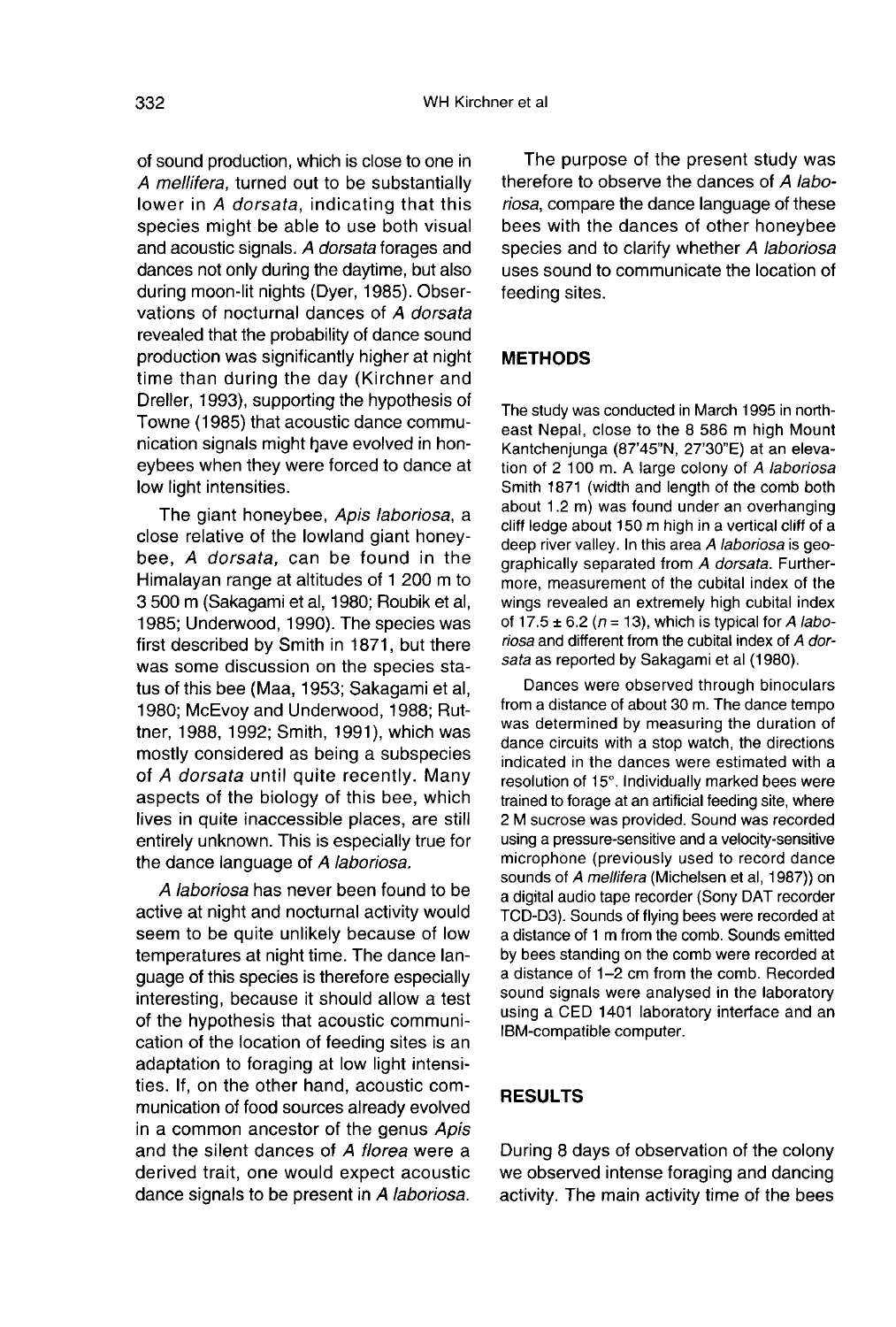of sound production, which is close to one in *A mellifera*, turned out to be substantially lower in *A dorsata*, indicating that this species might be able to use both visual and acoustic signals. *A dorsata* forages and dances not only during the daytime, but also during moon-lit nights (Dyer, 1985). Observations of nocturnal dances of *A dorsata* revealed that the probability of dance sound production was significantly higher at night time than during the day (Kirchner and Dreller, 1993), supporting the hypothesis of Towne (1985) that acoustic dance communication signals might have evolved in honeybees when they were forced to dance at low light intensities.

The giant honeybee, *Apis laboriosa*, a close relative of the lowland giant honeybee, *A dorsata*, can be found in the Himalayan range at altitudes of 1 200 m to 3 500 m (Sakagami et al, 1980; Roubik et al, 1985; Underwood, 1990). The species was first described by Smith in 1871, but there was some discussion on the species status of this bee (Maa, 1953; Sakagami et al, 1980; McEvoy and Underwood, 1988; Ruttner, 1988, 1992; Smith, 1991), which was mostly considered as being a subspecies of *A dorsata* until quite recently. Many aspects of the biology of this bee, which lives in quite inaccessible places, are still entirely unknown. This is especially true for the dance language of *A laboriosa*.

*A laboriosa* has never been found to be active at night and nocturnal activity would seem to be quite unlikely because of low temperatures at night time. The dance language of this species is therefore especially interesting, because it should allow a test of the hypothesis that acoustic communication of the location of feeding sites is an adaptation to foraging at low light intensities. If, on the other hand, acoustic communication of food sources already evolved in a common ancestor of the genus *Apis* and the silent dances of *A florea* were a derived trait, one would expect acoustic dance signals to be present in *A laboriosa*.

The purpose of the present study was therefore to observe the dances of *A laboriosa*, compare the dance language of these bees with the dances of other honeybee species and to clarify whether *A laboriosa* uses sound to communicate the location of feeding sites.

## METHODS

The study was conducted in March 1995 in northeast Nepal, close to the 8 586 m high Mount Kantchenjunga (87'45"N, 27'30"E) at an elevation of 2 100 m. A large colony of *A laboriosa* Smith 1871 (width and length of the comb both about 1.2 m) was found under an overhanging cliff ledge about 150 m high in a vertical cliff of a deep river valley. In this area *A laboriosa* is geographically separated from *A dorsata*. Furthermore, measurement of the cubital index of the wings revealed an extremely high cubital index of $17.5 \pm 6.2$ ($n = 13$), which is typical for *A laboriosa* and different from the cubital index of *A dorsata* as reported by Sakagami et al (1980).

Dances were observed through binoculars from a distance of about 30 m. The dance tempo was determined by measuring the duration of dance circuits with a stop watch, the directions indicated in the dances were estimated with a resolution of 15°. Individually marked bees were trained to forage at an artificial feeding site, where 2 M sucrose was provided. Sound was recorded using a pressure-sensitive and a velocity-sensitive microphone (previously used to record dance sounds of *A mellifera* (Michelsen et al, 1987)) on a digital audio tape recorder (Sony DAT recorder TCD-D3). Sounds of flying bees were recorded at a distance of 1 m from the comb. Sounds emitted by bees standing on the comb were recorded at a distance of 1–2 cm from the comb. Recorded sound signals were analysed in the laboratory using a CED 1401 laboratory interface and an IBM-compatible computer.

## RESULTS

During 8 days of observation of the colony we observed intense foraging and dancing activity. The main activity time of the bees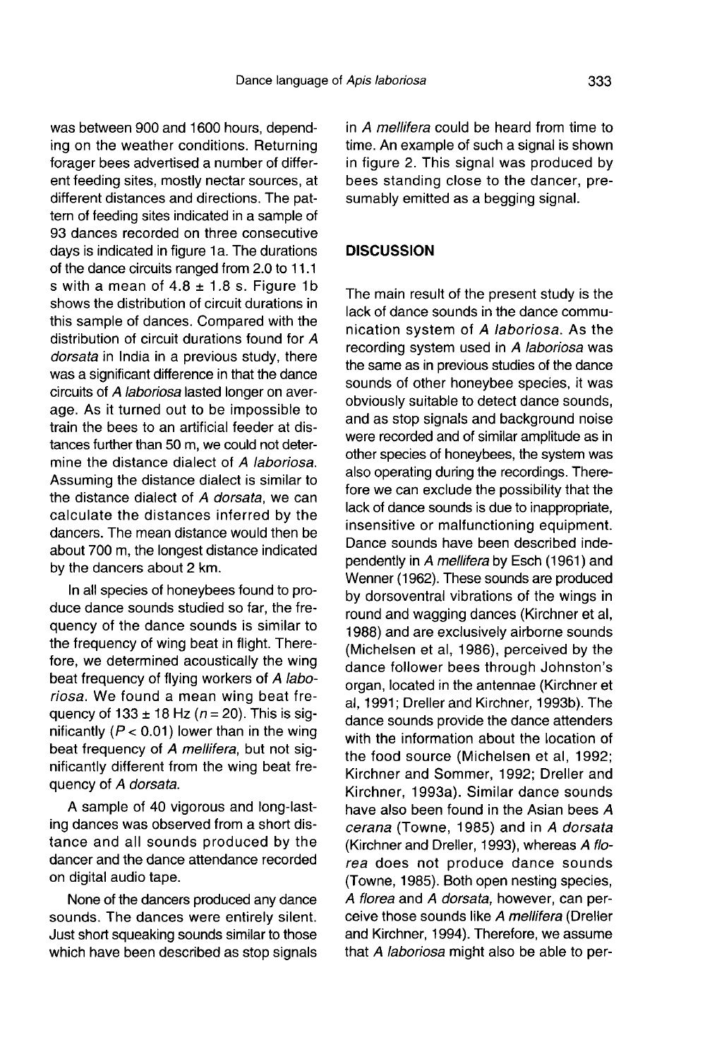was between 900 and 1600 hours, depending on the weather conditions. Returning forager bees advertised a number of different feeding sites, mostly nectar sources, at different distances and directions. The pattern of feeding sites indicated in a sample of 93 dances recorded on three consecutive days is indicated in figure 1a. The durations of the dance circuits ranged from 2.0 to 11.1 s with a mean of 4.8 ± 1.8 s. Figure 1b shows the distribution of circuit durations in this sample of dances. Compared with the distribution of circuit durations found for *A dorsata* in India in a previous study, there was a significant difference in that the dance circuits of *A laboriosa* lasted longer on average. As it turned out to be impossible to train the bees to an artificial feeder at distances further than 50 m, we could not determine the distance dialect of *A laboriosa*. Assuming the distance dialect is similar to the distance dialect of *A dorsata*, we can calculate the distances inferred by the dancers. The mean distance would then be about 700 m, the longest distance indicated by the dancers about 2 km.

In all species of honeybees found to produce dance sounds studied so far, the frequency of the dance sounds is similar to the frequency of wing beat in flight. Therefore, we determined acoustically the wing beat frequency of flying workers of *A laboriosa*. We found a mean wing beat frequency of 133 ± 18 Hz ($n = 20$). This is significantly ($P < 0.01$) lower than in the wing beat frequency of *A mellifera*, but not significantly different from the wing beat frequency of *A dorsata*.

A sample of 40 vigorous and long-lasting dances was observed from a short distance and all sounds produced by the dancer and the dance attendance recorded on digital audio tape.

None of the dancers produced any dance sounds. The dances were entirely silent. Just short squeaking sounds similar to those which have been described as stop signals in *A mellifera* could be heard from time to time. An example of such a signal is shown in figure 2. This signal was produced by bees standing close to the dancer, presumably emitted as a begging signal.

## DISCUSSION

The main result of the present study is the lack of dance sounds in the dance communication system of *A laboriosa*. As the recording system used in *A laboriosa* was the same as in previous studies of the dance sounds of other honeybee species, it was obviously suitable to detect dance sounds, and as stop signals and background noise were recorded and of similar amplitude as in other species of honeybees, the system was also operating during the recordings. Therefore we can exclude the possibility that the lack of dance sounds is due to inappropriate, insensitive or malfunctioning equipment. Dance sounds have been described independently in *A mellifera* by Esch (1961) and Wenner (1962). These sounds are produced by dorsoventral vibrations of the wings in round and wagging dances (Kirchner et al, 1988) and are exclusively airborne sounds (Michelsen et al, 1986), perceived by the dance follower bees through Johnston's organ, located in the antennae (Kirchner et al, 1991; Dreller and Kirchner, 1993b). The dance sounds provide the dance attenders with the information about the location of the food source (Michelsen et al, 1992; Kirchner and Sommer, 1992; Dreller and Kirchner, 1993a). Similar dance sounds have also been found in the Asian bees *A cerana* (Towne, 1985) and in *A dorsata* (Kirchner and Dreller, 1993), whereas *A florea* does not produce dance sounds (Towne, 1985). Both open nesting species, *A florea* and *A dorsata*, however, can perceive those sounds like *A mellifera* (Dreller and Kirchner, 1994). Therefore, we assume that *A laboriosa* might also be able to per-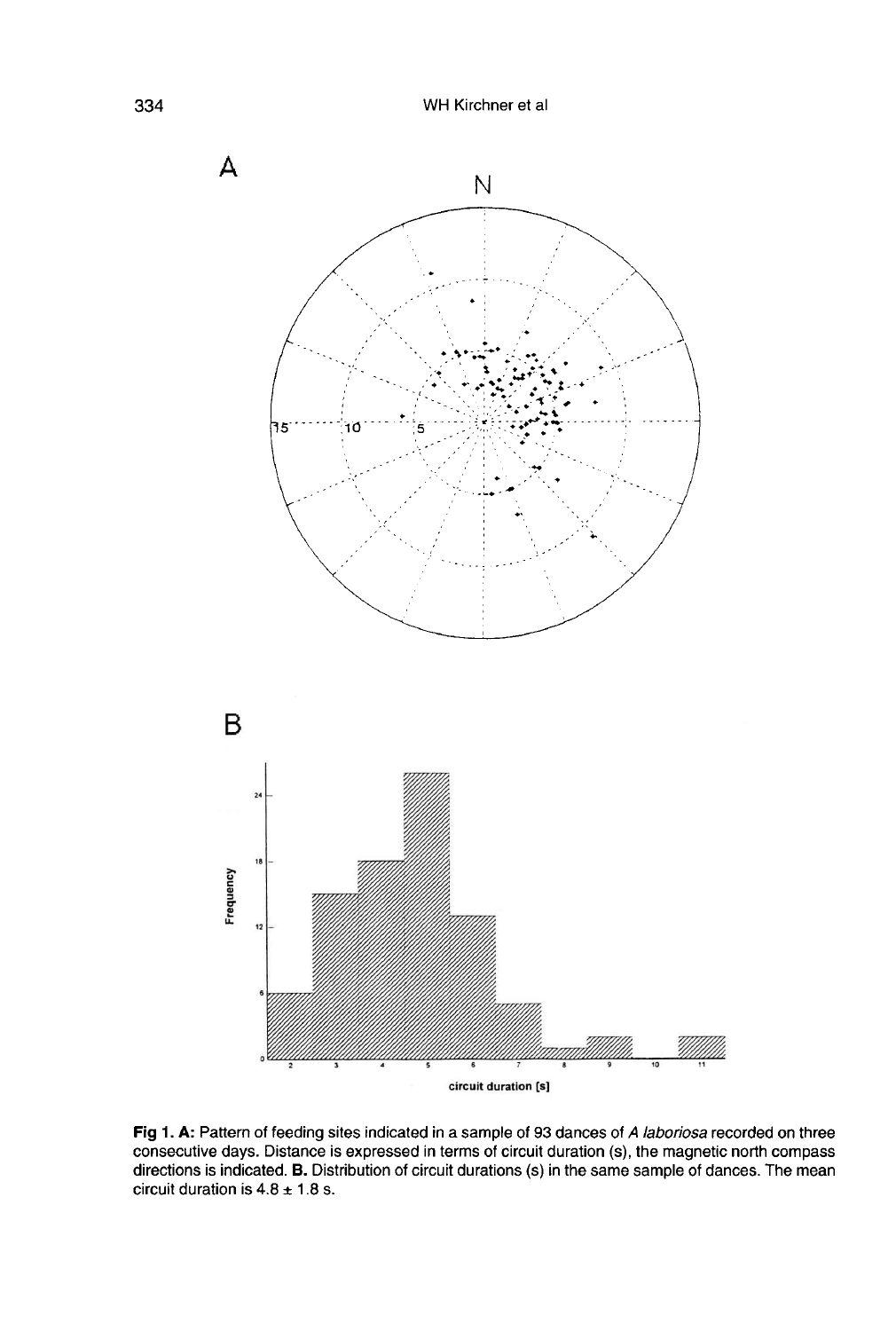**Fig 1. A:** Pattern of feeding sites indicated in a sample of 93 dances of *A laboriosa* recorded on three consecutive days. Distance is expressed in terms of circuit duration (s), the magnetic north compass directions is indicated. **B.** Distribution of circuit durations (s) in the same sample of dances. The mean circuit duration is 4.8 ± 1.8 s.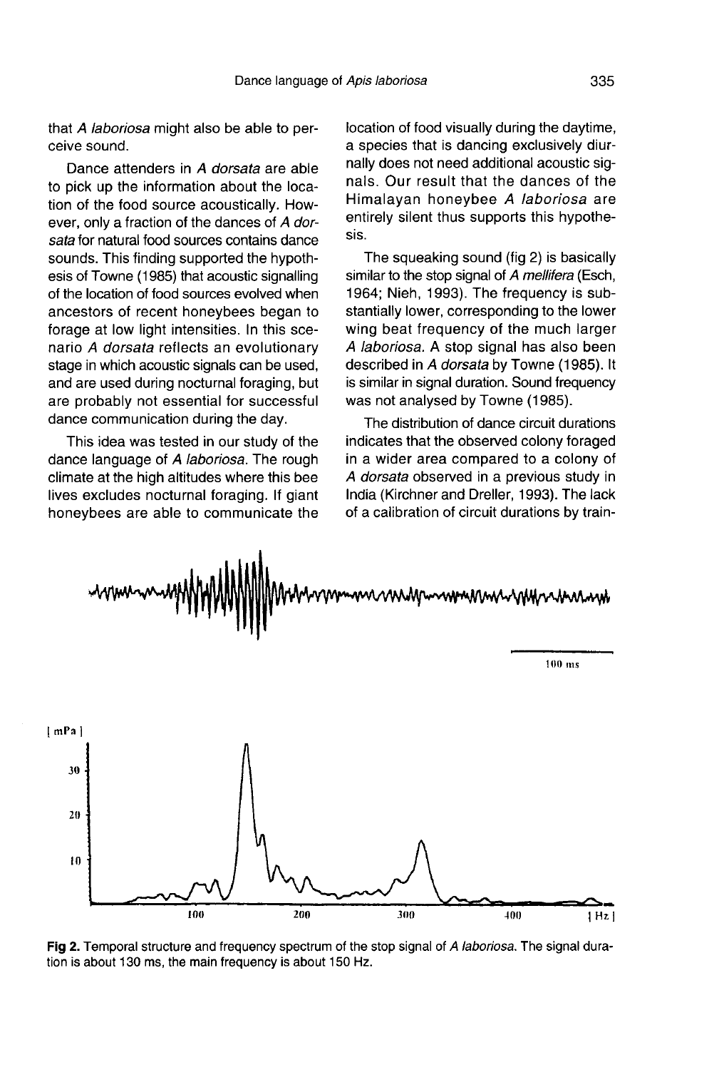that *A laboriosa* might also be able to perceive sound.

Dance attenders in *A dorsata* are able to pick up the information about the location of the food source acoustically. However, only a fraction of the dances of *A dorsata* for natural food sources contains dance sounds. This finding supported the hypothesis of Towne (1985) that acoustic signalling of the location of food sources evolved when ancestors of recent honeybees began to forage at low light intensities. In this scenario *A dorsata* reflects an evolutionary stage in which acoustic signals can be used, and are used during nocturnal foraging, but are probably not essential for successful dance communication during the day.

This idea was tested in our study of the dance language of *A laboriosa*. The rough climate at the high altitudes where this bee lives excludes nocturnal foraging. If giant honeybees are able to communicate the location of food visually during the daytime, a species that is dancing exclusively diurnally does not need additional acoustic signals. Our result that the dances of the Himalayan honeybee *A laboriosa* are entirely silent thus supports this hypothesis.

The squeaking sound (fig 2) is basically similar to the stop signal of *A mellifera* (Esch, 1964; Nieh, 1993). The frequency is substantially lower, corresponding to the lower wing beat frequency of the much larger *A laboriosa*. A stop signal has also been described in *A dorsata* by Towne (1985). It is similar in signal duration. Sound frequency was not analysed by Towne (1985).

The distribution of dance circuit durations indicates that the observed colony foraged in a wider area compared to a colony of *A dorsata* observed in a previous study in India (Kirchner and Dreller, 1993). The lack of a calibration of circuit durations by train-

100 ms

[mPa]
30
20
10
100
200
300
400
[Hz]

**Fig 2.** Temporal structure and frequency spectrum of the stop signal of *A laboriosa*. The signal duration is about 130 ms, the main frequency is about 150 Hz.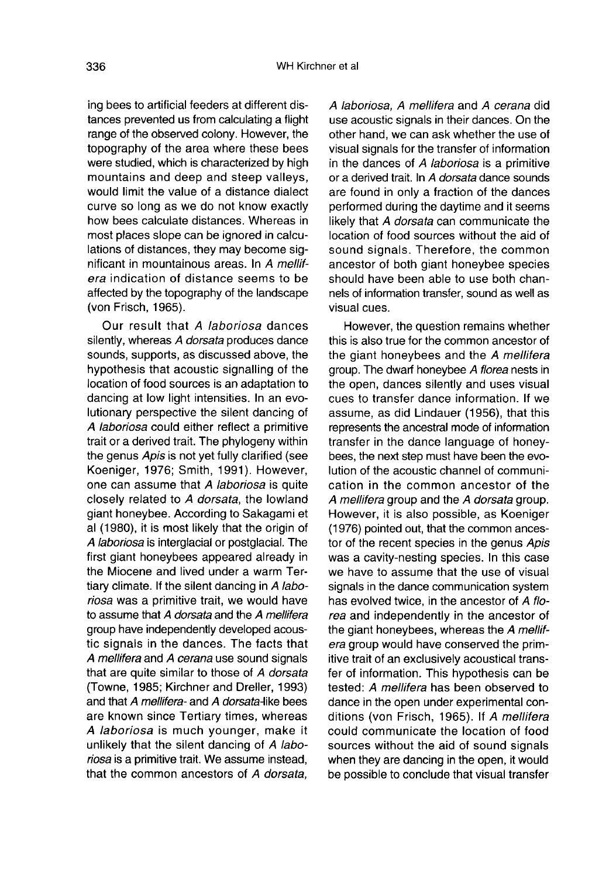ing bees to artificial feeders at different distances prevented us from calculating a flight range of the observed colony. However, the topography of the area where these bees were studied, which is characterized by high mountains and deep and steep valleys, would limit the value of a distance dialect curve so long as we do not know exactly how bees calculate distances. Whereas in most places slope can be ignored in calculations of distances, they may become significant in mountainous areas. In *A mellifera* indication of distance seems to be affected by the topography of the landscape (von Frisch, 1965).

Our result that *A laboriosa* dances silently, whereas *A dorsata* produces dance sounds, supports, as discussed above, the hypothesis that acoustic signalling of the location of food sources is an adaptation to dancing at low light intensities. In an evolutionary perspective the silent dancing of *A laboriosa* could either reflect a primitive trait or a derived trait. The phylogeny within the genus *Apis* is not yet fully clarified (see Koeniger, 1976; Smith, 1991). However, one can assume that *A laboriosa* is quite closely related to *A dorsata*, the lowland giant honeybee. According to Sakagami et al (1980), it is most likely that the origin of *A laboriosa* is interglacial or postglacial. The first giant honeybees appeared already in the Miocene and lived under a warm Tertiary climate. If the silent dancing in *A laboriosa* was a primitive trait, we would have to assume that *A dorsata* and the *A mellifera* group have independently developed acoustic signals in the dances. The facts that *A mellifera* and *A cerana* use sound signals that are quite similar to those of *A dorsata* (Towne, 1985; Kirchner and Dreller, 1993) and that *A mellifera*- and *A dorsata*-like bees are known since Tertiary times, whereas *A laboriosa* is much younger, make it unlikely that the silent dancing of *A laboriosa* is a primitive trait. We assume instead, that the common ancestors of *A dorsata*, *A laboriosa*, *A mellifera* and *A cerana* did use acoustic signals in their dances. On the other hand, we can ask whether the use of visual signals for the transfer of information in the dances of *A laboriosa* is a primitive or a derived trait. In *A dorsata* dance sounds are found in only a fraction of the dances performed during the daytime and it seems likely that *A dorsata* can communicate the location of food sources without the aid of sound signals. Therefore, the common ancestor of both giant honeybee species should have been able to use both channels of information transfer, sound as well as visual cues.

However, the question remains whether this is also true for the common ancestor of the giant honeybees and the *A mellifera* group. The dwarf honeybee *A florea* nests in the open, dances silently and uses visual cues to transfer dance information. If we assume, as did Lindauer (1956), that this represents the ancestral mode of information transfer in the dance language of honeybees, the next step must have been the evolution of the acoustic channel of communication in the common ancestor of the *A mellifera* group and the *A dorsata* group. However, it is also possible, as Koeniger (1976) pointed out, that the common ancestor of the recent species in the genus *Apis* was a cavity-nesting species. In this case we have to assume that the use of visual signals in the dance communication system has evolved twice, in the ancestor of *A florea* and independently in the ancestor of the giant honeybees, whereas the *A mellifera* group would have conserved the primitive trait of an exclusively acoustical transfer of information. This hypothesis can be tested: *A mellifera* has been observed to dance in the open under experimental conditions (von Frisch, 1965). If *A mellifera* could communicate the location of food sources without the aid of sound signals when they are dancing in the open, it would be possible to conclude that visual transfer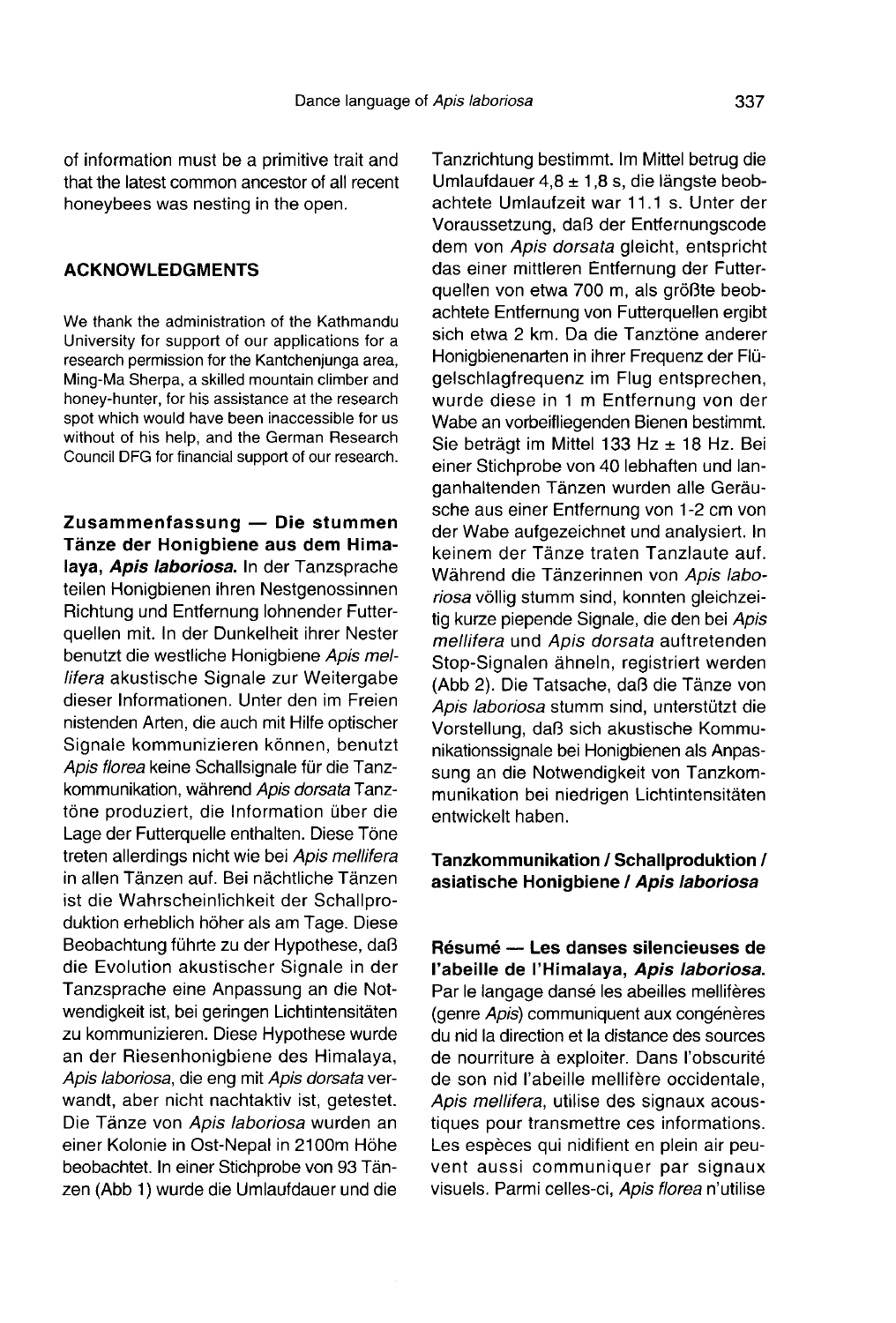of information must be a primitive trait and that the latest common ancestor of all recent honeybees was nesting in the open.

## ACKNOWLEDGMENTS

We thank the administration of the Kathmandu University for support of our applications for a research permission for the Kantchenjunga area, Ming-Ma Sherpa, a skilled mountain climber and honey-hunter, for his assistance at the research spot which would have been inaccessible for us without of his help, and the German Research Council DFG for financial support of our research.

**Zusammenfassung — Die stummen Tänze der Honigbiene aus dem Himalaya, *Apis laboriosa*.** In der Tanzsprache teilen Honigbienen ihren Nestgenossinnen Richtung und Entfernung lohnender Futterquellen mit. In der Dunkelheit ihrer Nester benutzt die westliche Honigbiene *Apis mellifera* akustische Signale zur Weitergabe dieser Informationen. Unter den im Freien nistenden Arten, die auch mit Hilfe optischer Signale kommunizieren können, benutzt *Apis florea* keine Schallsignale für die Tanzkommunikation, während *Apis dorsata* Tanztöne produziert, die Information über die Lage der Futterquelle enthalten. Diese Töne treten allerdings nicht wie bei *Apis mellifera* in allen Tänzen auf. Bei nächtliche Tänzen ist die Wahrscheinlichkeit der Schallproduktion erheblich höher als am Tage. Diese Beobachtung führte zu der Hypothese, daß die Evolution akustischer Signale in der Tanzsprache eine Anpassung an die Notwendigkeit ist, bei geringen Lichtintensitäten zu kommunizieren. Diese Hypothese wurde an der Riesenhonigbiene des Himalaya, *Apis laboriosa*, die eng mit *Apis dorsata* verwandt, aber nicht nachtaktiv ist, getestet. Die Tänze von *Apis laboriosa* wurden an einer Kolonie in Ost-Nepal in 2100m Höhe beobachtet. In einer Stichprobe von 93 Tänzen (Abb 1) wurde die Umlaufdauer und die Tanzrichtung bestimmt. Im Mittel betrug die Umlaufdauer 4,8 ± 1,8 s, die längste beobachtete Umlaufzeit war 11.1 s. Unter der Voraussetzung, daß der Entfernungscode dem von *Apis dorsata* gleicht, entspricht das einer mittleren Entfernung der Futterquellen von etwa 700 m, als größte beobachtete Entfernung von Futterquellen ergibt sich etwa 2 km. Da die Tanztöne anderer Honigbienenarten in ihrer Frequenz der Flügelschlagfrequenz im Flug entsprechen, wurde diese in 1 m Entfernung von der Wabe an vorbeifliegenden Bienen bestimmt. Sie beträgt im Mittel 133 Hz ± 18 Hz. Bei einer Stichprobe von 40 lebhaften und langanhaltenden Tänzen wurden alle Geräusche aus einer Entfernung von 1-2 cm von der Wabe aufgezeichnet und analysiert. In keinem der Tänze traten Tanzlaute auf. Während die Tänzerinnen von *Apis laboriosa* völlig stumm sind, konnten gleichzeitig kurze piepende Signale, die den bei *Apis mellifera* und *Apis dorsata* auftretenden Stop-Signalen ähneln, registriert werden (Abb 2). Die Tatsache, daß die Tänze von *Apis laboriosa* stumm sind, unterstützt die Vorstellung, daß sich akustische Kommunikationssignale bei Honigbienen als Anpassung an die Notwendigkeit von Tanzkommunikation bei niedrigen Lichtintensitäten entwickelt haben.

**Tanzkommunikation / Schallproduktion / asiatische Honigbiene / *Apis laboriosa***

**Résumé — Les danses silencieuses de l'abeille de l'Himalaya, *Apis laboriosa*.** Par le langage dansé les abeilles mellifères (genre *Apis*) communiquent aux congénères du nid la direction et la distance des sources de nourriture à exploiter. Dans l'obscurité de son nid l'abeille mellifère occidentale, *Apis mellifera*, utilise des signaux acoustiques pour transmettre ces informations. Les espèces qui nidifient en plein air peuvent aussi communiquer par signaux visuels. Parmi celles-ci, *Apis florea* n'utilise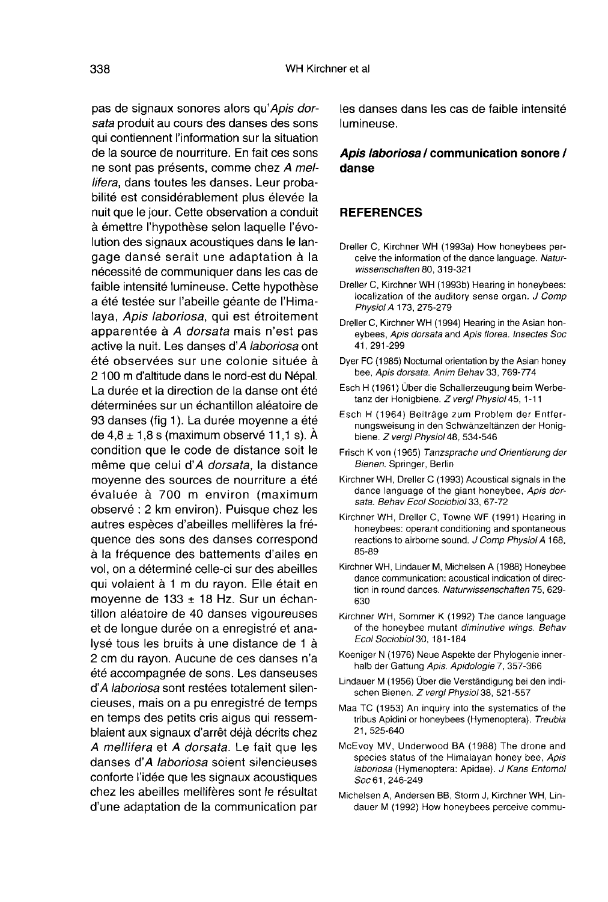pas de signaux sonores alors qu'*Apis dorsata* produit au cours des danses des sons qui contiennent l'information sur la situation de la source de nourriture. En fait ces sons ne sont pas présents, comme chez *A mellifera*, dans toutes les danses. Leur probabilité est considérablement plus élevée la nuit que le jour. Cette observation a conduit à émettre l'hypothèse selon laquelle l'évolution des signaux acoustiques dans le langage dansé serait une adaptation à la nécessité de communiquer dans les cas de faible intensité lumineuse. Cette hypothèse a été testée sur l'abeille géante de l'Himalaya, *Apis laboriosa*, qui est étroitement apparentée à *A dorsata* mais n'est pas active la nuit. Les danses d'*A laboriosa* ont été observées sur une colonie située à 2 100 m d'altitude dans le nord-est du Népal. La durée et la direction de la danse ont été déterminées sur un échantillon aléatoire de 93 danses (fig 1). La durée moyenne a été de 4,8 ± 1,8 s (maximum observé 11,1 s). À condition que le code de distance soit le même que celui d'*A dorsata*, la distance moyenne des sources de nourriture a été évaluée à 700 m environ (maximum observé : 2 km environ). Puisque chez les autres espèces d'abeilles mellifères la fréquence des sons des danses correspond à la fréquence des battements d'ailes en vol, on a déterminé celle-ci sur des abeilles qui volaient à 1 m du rayon. Elle était en moyenne de 133 ± 18 Hz. Sur un échantillon aléatoire de 40 danses vigoureuses et de longue durée on a enregistré et analysé tous les bruits à une distance de 1 à 2 cm du rayon. Aucune de ces danses n'a été accompagnée de sons. Les danseuses d'*A laboriosa* sont restées totalement silencieuses, mais on a pu enregistré de temps en temps des petits cris aigus qui ressemblaient aux signaux d'arrêt déjà décrits chez *A mellifera* et *A dorsata*. Le fait que les danses d'*A laboriosa* soient silencieuses conforte l'idée que les signaux acoustiques chez les abeilles mellifères sont le résultat d'une adaptation de la communication par les danses dans les cas de faible intensité lumineuse.

***Apis laboriosa* / communication sonore / danse**

## REFERENCES

Dreller C, Kirchner WH (1993a) How honeybees perceive the information of the dance language. *Naturwissenschaften* 80, 319-321

Dreller C, Kirchner WH (1993b) Hearing in honeybees: localization of the auditory sense organ. *J Comp Physiol A* 173, 275-279

Dreller C, Kirchner WH (1994) Hearing in the Asian honeybees, *Apis dorsata* and *Apis florea*. *Insectes Soc* 41, 291-299

Dyer FC (1985) Nocturnal orientation by the Asian honey bee, *Apis dorsata*. *Anim Behav* 33, 769-774

Esch H (1961) Über die Schallerzeugung beim Werbetanz der Honigbiene. *Z vergl Physiol* 45, 1-11

Esch H (1964) Beiträge zum Problem der Entfernungsweisung in den Schwänzeltänzen der Honigbiene. *Z vergl Physiol* 48, 534-546

Frisch K von (1965) *Tanzsprache und Orientierung der Bienen*. Springer, Berlin

Kirchner WH, Dreller C (1993) Acoustical signals in the dance language of the giant honeybee, *Apis dorsata*. *Behav Ecol Sociobiol* 33, 67-72

Kirchner WH, Dreller C, Towne WF (1991) Hearing in honeybees: operant conditioning and spontaneous reactions to airborne sound. *J Comp Physiol A* 168, 85-89

Kirchner WH, Lindauer M, Michelsen A (1988) Honeybee dance communication: acoustical indication of direction in round dances. *Naturwissenschaften* 75, 629-630

Kirchner WH, Sommer K (1992) The dance language of the honeybee mutant *diminutive wings*. *Behav Ecol Sociobiol* 30, 181-184

Koeniger N (1976) Neue Aspekte der Phylogenie innerhalb der Gattung *Apis*. *Apidologie* 7, 357-366

Lindauer M (1956) Über die Verständigung bei den indischen Bienen. *Z vergl Physiol* 38, 521-557

Maa TC (1953) An inquiry into the systematics of the tribus Apidini or honeybees (Hymenoptera). *Treubia* 21, 525-640

McEvoy MV, Underwood BA (1988) The drone and species status of the Himalayan honey bee, *Apis laboriosa* (Hymenoptera: Apidae). *J Kans Entomol Soc* 61, 246-249

Michelsen A, Andersen BB, Storm J, Kirchner WH, Lindauer M (1992) How honeybees perceive commu-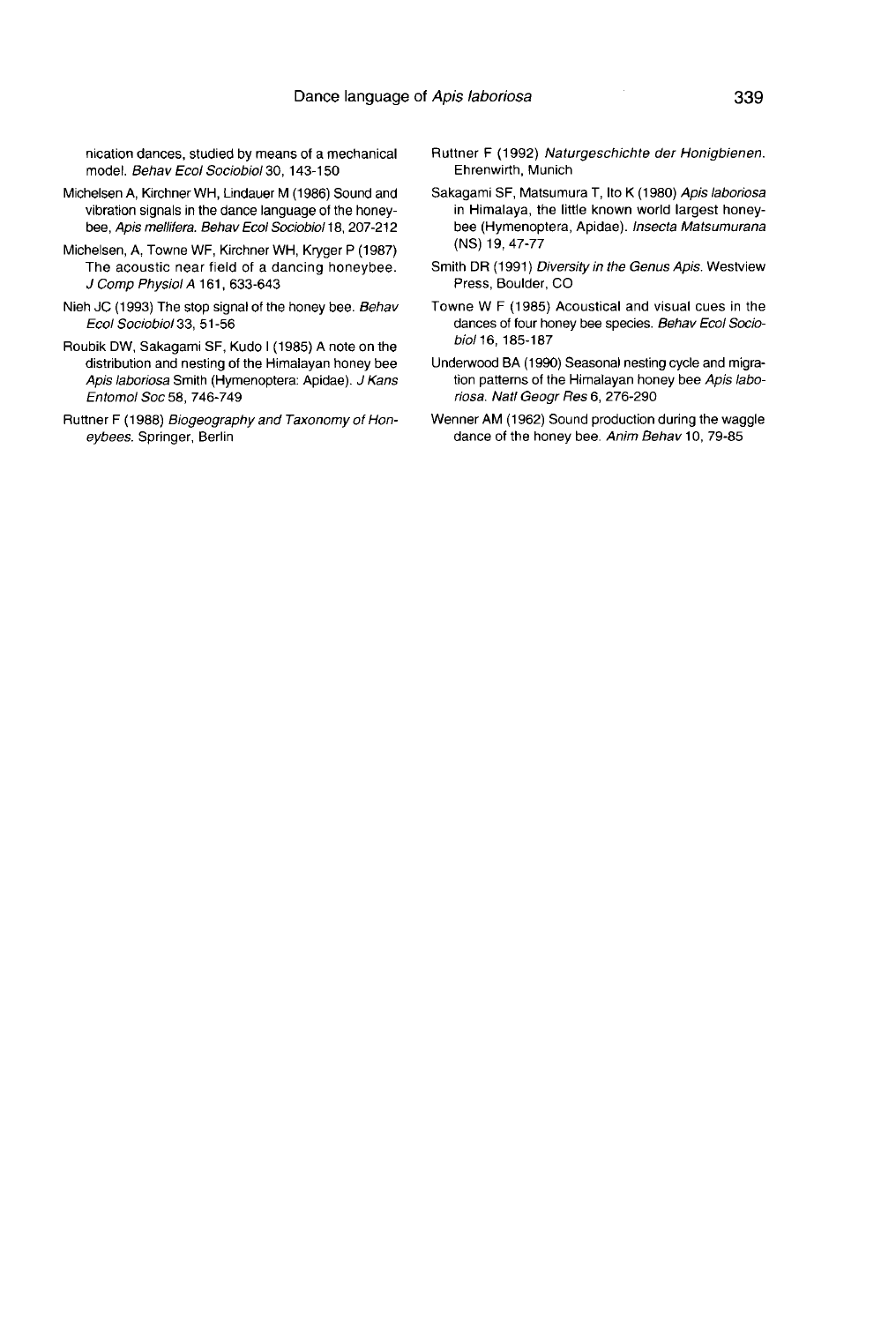nication dances, studied by means of a mechanical model. *Behav Ecol Sociobiol* 30, 143-150

Michelsen A, Kirchner WH, Lindauer M (1986) Sound and vibration signals in the dance language of the honeybee, *Apis mellifera*. *Behav Ecol Sociobiol* 18, 207-212

Michelsen, A, Towne WF, Kirchner WH, Kryger P (1987) The acoustic near field of a dancing honeybee. *J Comp Physiol A* 161, 633-643

Nieh JC (1993) The stop signal of the honey bee. *Behav Ecol Sociobiol* 33, 51-56

Roubik DW, Sakagami SF, Kudo I (1985) A note on the distribution and nesting of the Himalayan honey bee *Apis laboriosa* Smith (Hymenoptera: Apidae). *J Kans Entomol Soc* 58, 746-749

Ruttner F (1988) *Biogeography and Taxonomy of Honeybees*. Springer, Berlin

Ruttner F (1992) *Naturgeschichte der Honigbienen*. Ehrenwirth, Munich

Sakagami SF, Matsumura T, Ito K (1980) *Apis laboriosa* in Himalaya, the little known world largest honeybee (Hymenoptera, Apidae). *Insecta Matsumurana* (NS) 19, 47-77

Smith DR (1991) *Diversity in the Genus Apis*. Westview Press, Boulder, CO

Towne W F (1985) Acoustical and visual cues in the dances of four honey bee species. *Behav Ecol Sociobiol* 16, 185-187

Underwood BA (1990) Seasonal nesting cycle and migration patterns of the Himalayan honey bee *Apis laboriosa*. *Natl Geogr Res* 6, 276-290

Wenner AM (1962) Sound production during the waggle dance of the honey bee. *Anim Behav* 10, 79-85